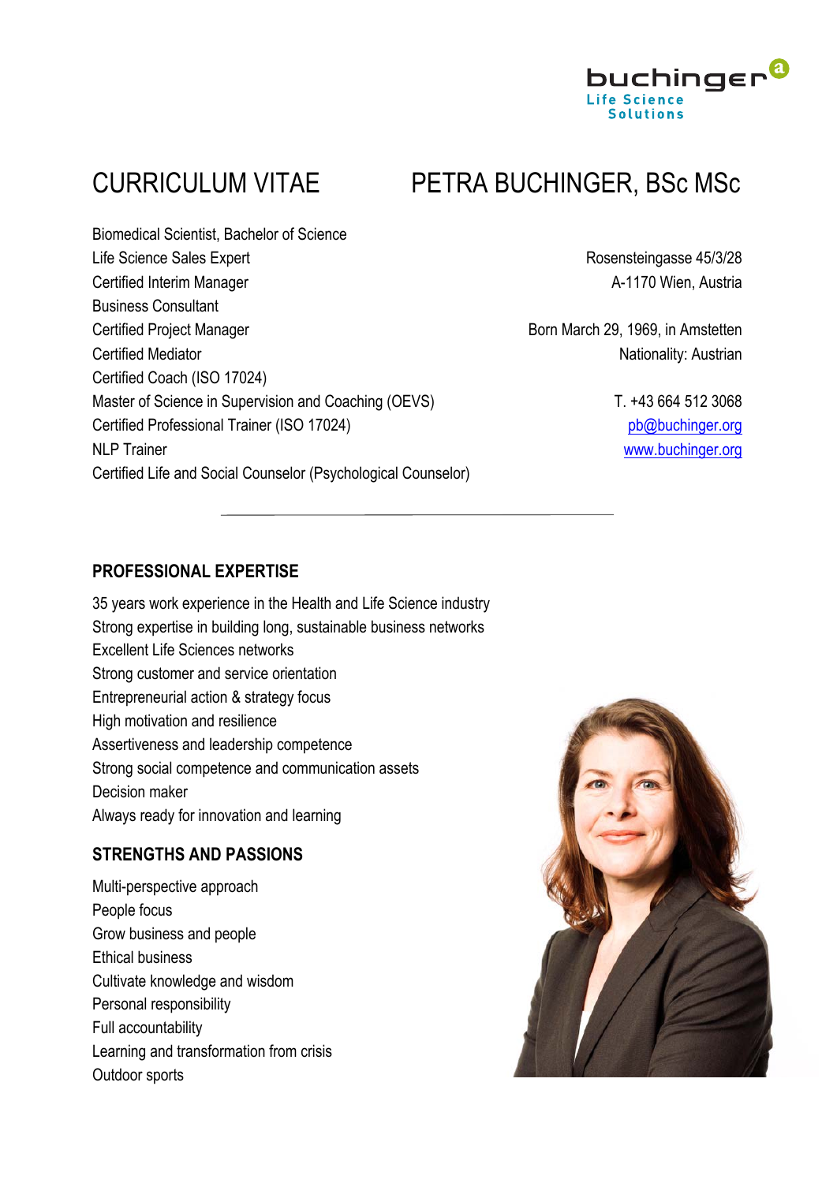buchinger
Life Science
Solutions

# CURRICULUM VITAE — PETRA BUCHINGER, BSc MSc

Biomedical Scientist, Bachelor of Science
Life Science Sales Expert
Certified Interim Manager
Business Consultant
Certified Project Manager
Certified Mediator
Certified Coach (ISO 17024)
Master of Science in Supervision and Coaching (OEVS)
Certified Professional Trainer (ISO 17024)
NLP Trainer
Certified Life and Social Counselor (Psychological Counselor)

Rosensteingasse 45/3/28
A-1170 Wien, Austria

Born March 29, 1969, in Amstetten
Nationality: Austrian

T. +43 664 512 3068
pb@buchinger.org
www.buchinger.org

---

## PROFESSIONAL EXPERTISE

35 years work experience in the Health and Life Science industry
Strong expertise in building long, sustainable business networks
Excellent Life Sciences networks
Strong customer and service orientation
Entrepreneurial action & strategy focus
High motivation and resilience
Assertiveness and leadership competence
Strong social competence and communication assets
Decision maker
Always ready for innovation and learning

## STRENGTHS AND PASSIONS

Multi-perspective approach
People focus
Grow business and people
Ethical business
Cultivate knowledge and wisdom
Personal responsibility
Full accountability
Learning and transformation from crisis
Outdoor sports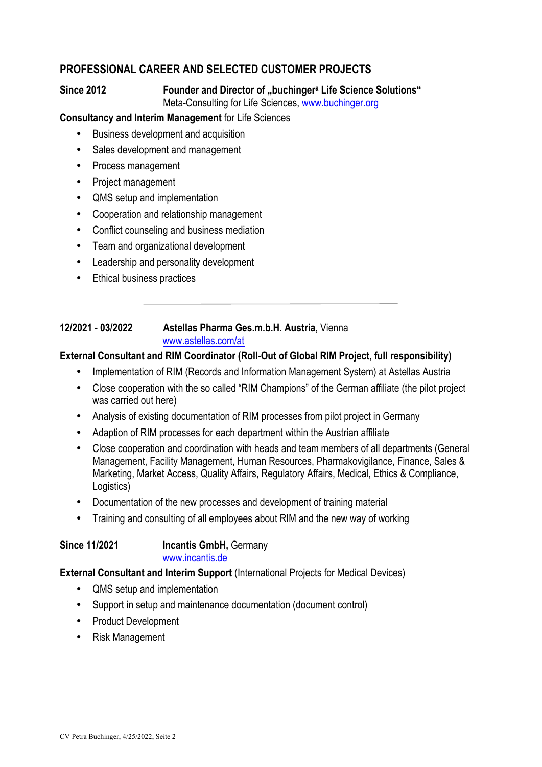## PROFESSIONAL CAREER AND SELECTED CUSTOMER PROJECTS

**Since 2012** **Founder and Director of „buchinger[a] Life Science Solutions"**
Meta-Consulting for Life Sciences, www.buchinger.org

**Consultancy and Interim Management** for Life Sciences

- Business development and acquisition
- Sales development and management
- Process management
- Project management
- QMS setup and implementation
- Cooperation and relationship management
- Conflict counseling and business mediation
- Team and organizational development
- Leadership and personality development
- Ethical business practices

---

**12/2021 - 03/2022** **Astellas Pharma Ges.m.b.H. Austria,** Vienna
www.astellas.com/at

**External Consultant and RIM Coordinator (Roll-Out of Global RIM Project, full responsibility)**

- Implementation of RIM (Records and Information Management System) at Astellas Austria
- Close cooperation with the so called "RIM Champions" of the German affiliate (the pilot project was carried out here)
- Analysis of existing documentation of RIM processes from pilot project in Germany
- Adaption of RIM processes for each department within the Austrian affiliate
- Close cooperation and coordination with heads and team members of all departments (General Management, Facility Management, Human Resources, Pharmakovigilance, Finance, Sales & Marketing, Market Access, Quality Affairs, Regulatory Affairs, Medical, Ethics & Compliance, Logistics)
- Documentation of the new processes and development of training material
- Training and consulting of all employees about RIM and the new way of working

**Since 11/2021** **Incantis GmbH,** Germany
www.incantis.de

**External Consultant and Interim Support** (International Projects for Medical Devices)

- QMS setup and implementation
- Support in setup and maintenance documentation (document control)
- Product Development
- Risk Management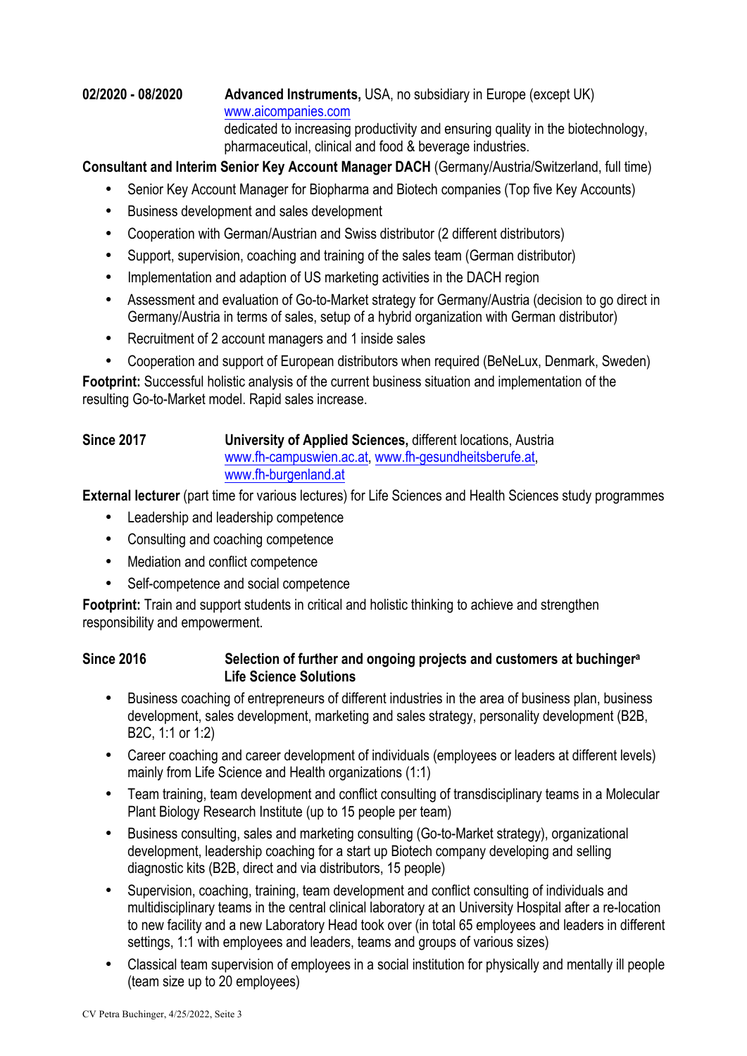**02/2020 - 08/2020** **Advanced Instruments,** USA, no subsidiary in Europe (except UK)
www.aicompanies.com
dedicated to increasing productivity and ensuring quality in the biotechnology, pharmaceutical, clinical and food & beverage industries.

**Consultant and Interim Senior Key Account Manager DACH** (Germany/Austria/Switzerland, full time)

- Senior Key Account Manager for Biopharma and Biotech companies (Top five Key Accounts)
- Business development and sales development
- Cooperation with German/Austrian and Swiss distributor (2 different distributors)
- Support, supervision, coaching and training of the sales team (German distributor)
- Implementation and adaption of US marketing activities in the DACH region
- Assessment and evaluation of Go-to-Market strategy for Germany/Austria (decision to go direct in Germany/Austria in terms of sales, setup of a hybrid organization with German distributor)
- Recruitment of 2 account managers and 1 inside sales
- Cooperation and support of European distributors when required (BeNeLux, Denmark, Sweden)

**Footprint:** Successful holistic analysis of the current business situation and implementation of the resulting Go-to-Market model. Rapid sales increase.

**Since 2017** **University of Applied Sciences,** different locations, Austria
www.fh-campuswien.ac.at, www.fh-gesundheitsberufe.at, www.fh-burgenland.at

**External lecturer** (part time for various lectures) for Life Sciences and Health Sciences study programmes

- Leadership and leadership competence
- Consulting and coaching competence
- Mediation and conflict competence
- Self-competence and social competence

**Footprint:** Train and support students in critical and holistic thinking to achieve and strengthen responsibility and empowerment.

**Since 2016** **Selection of further and ongoing projects and customers at buchinger[a] Life Science Solutions**

- Business coaching of entrepreneurs of different industries in the area of business plan, business development, sales development, marketing and sales strategy, personality development (B2B, B2C, 1:1 or 1:2)
- Career coaching and career development of individuals (employees or leaders at different levels) mainly from Life Science and Health organizations (1:1)
- Team training, team development and conflict consulting of transdisciplinary teams in a Molecular Plant Biology Research Institute (up to 15 people per team)
- Business consulting, sales and marketing consulting (Go-to-Market strategy), organizational development, leadership coaching for a start up Biotech company developing and selling diagnostic kits (B2B, direct and via distributors, 15 people)
- Supervision, coaching, training, team development and conflict consulting of individuals and multidisciplinary teams in the central clinical laboratory at an University Hospital after a re-location to new facility and a new Laboratory Head took over (in total 65 employees and leaders in different settings, 1:1 with employees and leaders, teams and groups of various sizes)
- Classical team supervision of employees in a social institution for physically and mentally ill people (team size up to 20 employees)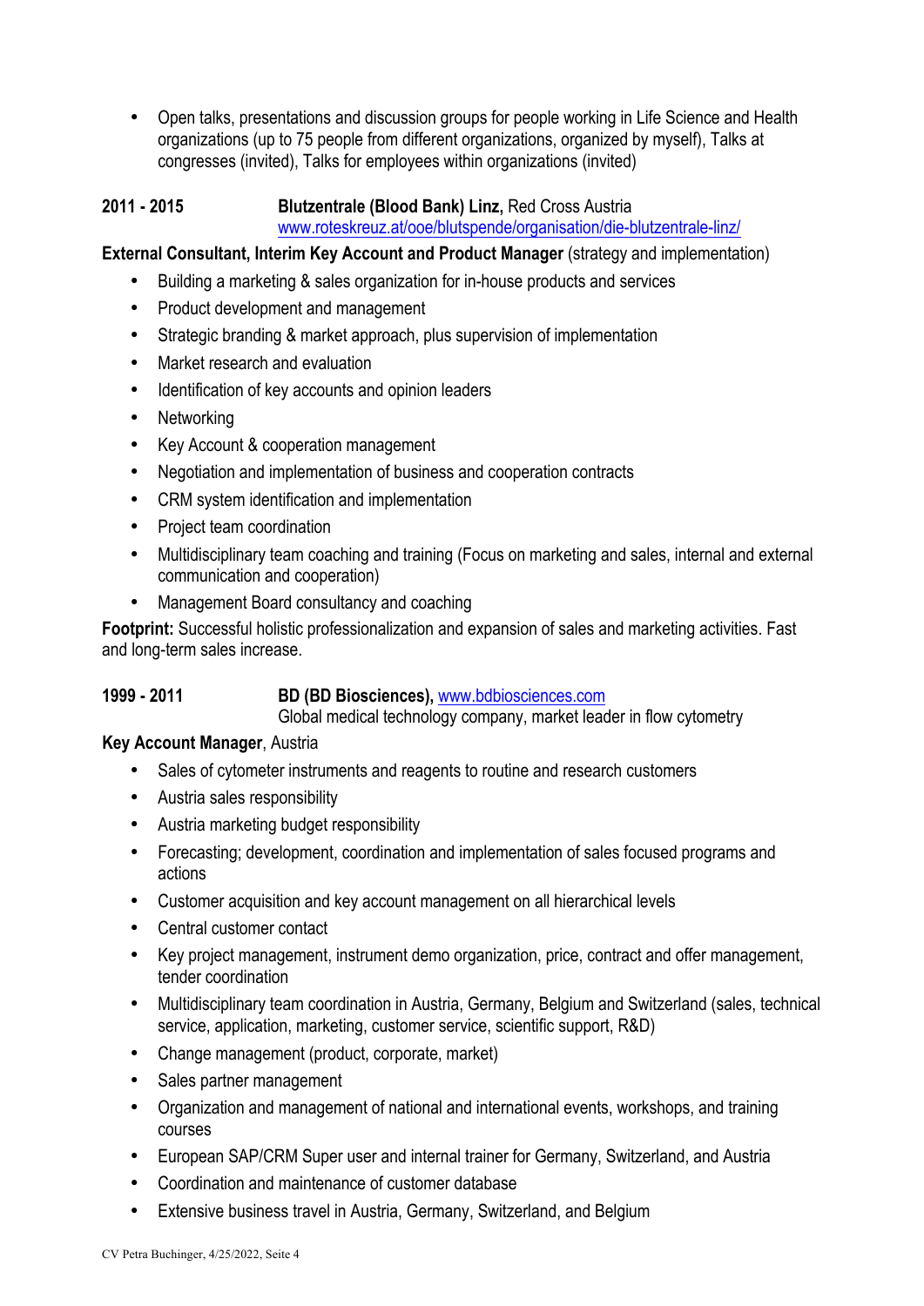- Open talks, presentations and discussion groups for people working in Life Science and Health organizations (up to 75 people from different organizations, organized by myself), Talks at congresses (invited), Talks for employees within organizations (invited)

**2011 - 2015** **Blutzentrale (Blood Bank) Linz,** Red Cross Austria
[www.roteskreuz.at/ooe/blutspende/organisation/die-blutzentrale-linz/](www.roteskreuz.at/ooe/blutspende/organisation/die-blutzentrale-linz/)

**External Consultant, Interim Key Account and Product Manager** (strategy and implementation)

- Building a marketing & sales organization for in-house products and services
- Product development and management
- Strategic branding & market approach, plus supervision of implementation
- Market research and evaluation
- Identification of key accounts and opinion leaders
- Networking
- Key Account & cooperation management
- Negotiation and implementation of business and cooperation contracts
- CRM system identification and implementation
- Project team coordination
- Multidisciplinary team coaching and training (Focus on marketing and sales, internal and external communication and cooperation)
- Management Board consultancy and coaching

**Footprint:** Successful holistic professionalization and expansion of sales and marketing activities. Fast and long-term sales increase.

**1999 - 2011** **BD (BD Biosciences),** [www.bdbiosciences.com](www.bdbiosciences.com)
Global medical technology company, market leader in flow cytometry

**Key Account Manager**, Austria

- Sales of cytometer instruments and reagents to routine and research customers
- Austria sales responsibility
- Austria marketing budget responsibility
- Forecasting; development, coordination and implementation of sales focused programs and actions
- Customer acquisition and key account management on all hierarchical levels
- Central customer contact
- Key project management, instrument demo organization, price, contract and offer management, tender coordination
- Multidisciplinary team coordination in Austria, Germany, Belgium and Switzerland (sales, technical service, application, marketing, customer service, scientific support, R&D)
- Change management (product, corporate, market)
- Sales partner management
- Organization and management of national and international events, workshops, and training courses
- European SAP/CRM Super user and internal trainer for Germany, Switzerland, and Austria
- Coordination and maintenance of customer database
- Extensive business travel in Austria, Germany, Switzerland, and Belgium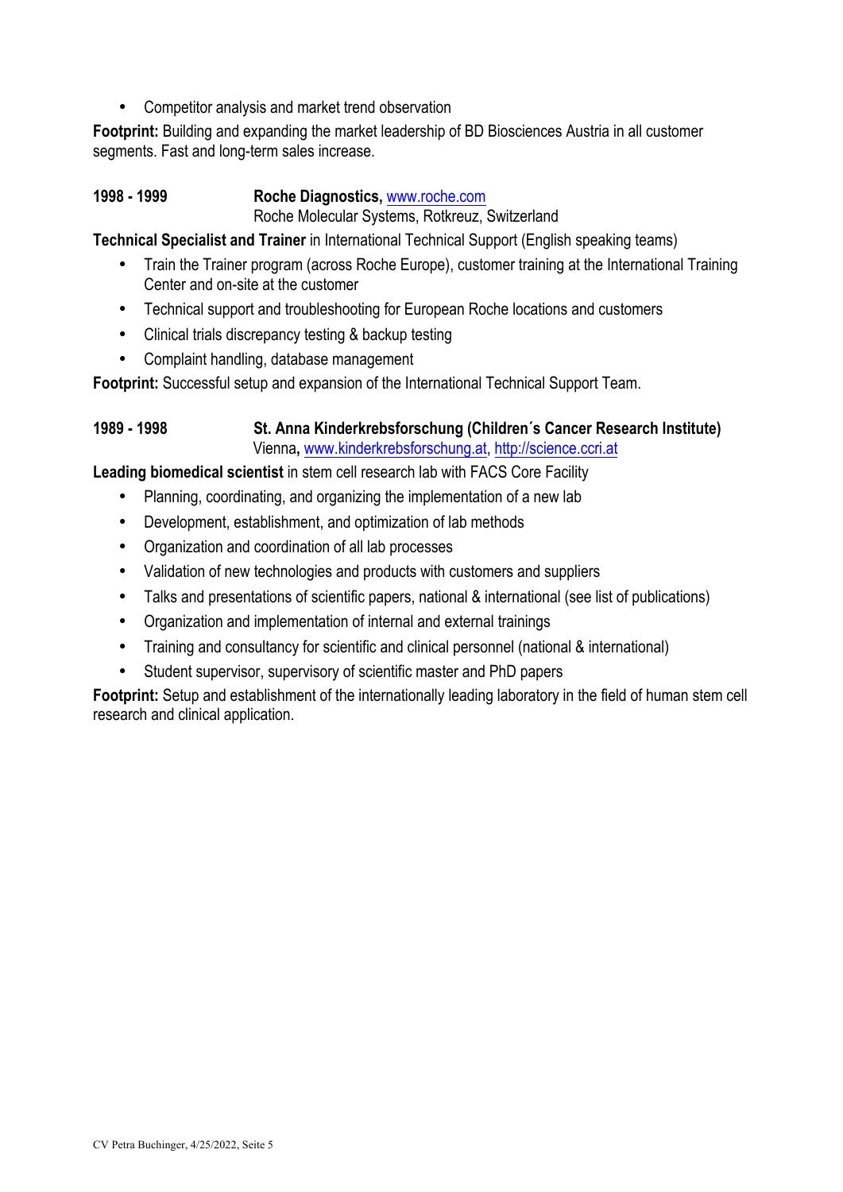- Competitor analysis and market trend observation

**Footprint:** Building and expanding the market leadership of BD Biosciences Austria in all customer segments. Fast and long-term sales increase.

**1998 - 1999** **Roche Diagnostics,** www.roche.com
Roche Molecular Systems, Rotkreuz, Switzerland

**Technical Specialist and Trainer** in International Technical Support (English speaking teams)

- Train the Trainer program (across Roche Europe), customer training at the International Training Center and on-site at the customer
- Technical support and troubleshooting for European Roche locations and customers
- Clinical trials discrepancy testing & backup testing
- Complaint handling, database management

**Footprint:** Successful setup and expansion of the International Technical Support Team.

**1989 - 1998** **St. Anna Kinderkrebsforschung (Children´s Cancer Research Institute)**
Vienna**,** www.kinderkrebsforschung.at, http://science.ccri.at

**Leading biomedical scientist** in stem cell research lab with FACS Core Facility

- Planning, coordinating, and organizing the implementation of a new lab
- Development, establishment, and optimization of lab methods
- Organization and coordination of all lab processes
- Validation of new technologies and products with customers and suppliers
- Talks and presentations of scientific papers, national & international (see list of publications)
- Organization and implementation of internal and external trainings
- Training and consultancy for scientific and clinical personnel (national & international)
- Student supervisor, supervisory of scientific master and PhD papers

**Footprint:** Setup and establishment of the internationally leading laboratory in the field of human stem cell research and clinical application.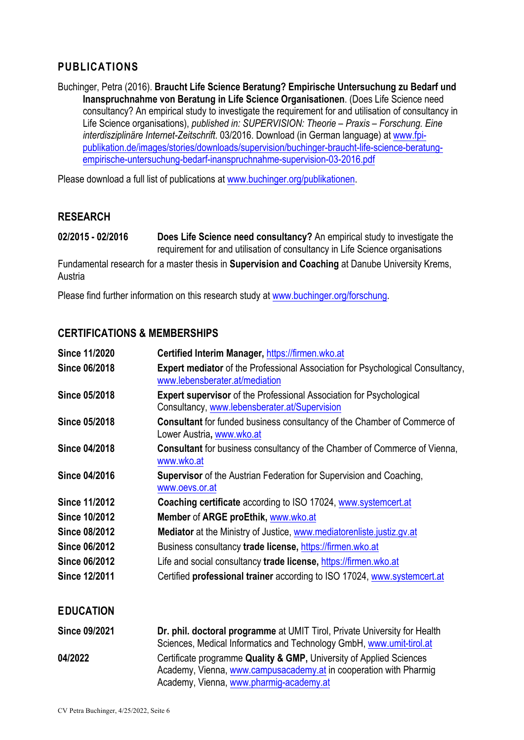## PUBLICATIONS

Buchinger, Petra (2016). **Braucht Life Science Beratung? Empirische Untersuchung zu Bedarf und Inanspruchnahme von Beratung in Life Science Organisationen**. (Does Life Science need consultancy? An empirical study to investigate the requirement for and utilisation of consultancy in Life Science organisations), *published in: SUPERVISION: Theorie – Praxis – Forschung. Eine interdisziplinäre Internet-Zeitschrift*. 03/2016. Download (in German language) at www.fpi-publikation.de/images/stories/downloads/supervision/buchinger-braucht-life-science-beratung-empirische-untersuchung-bedarf-inanspruchnahme-supervision-03-2016.pdf

Please download a full list of publications at www.buchinger.org/publikationen.

## RESEARCH

| | |
|---|---|
| **02/2015 - 02/2016** | **Does Life Science need consultancy?** An empirical study to investigate the requirement for and utilisation of consultancy in Life Science organisations |

Fundamental research for a master thesis in **Supervision and Coaching** at Danube University Krems, Austria

Please find further information on this research study at www.buchinger.org/forschung.

## CERTIFICATIONS & MEMBERSHIPS

| | |
|---|---|
| **Since 11/2020** | **Certified Interim Manager,** https://firmen.wko.at |
| **Since 06/2018** | **Expert mediator** of the Professional Association for Psychological Consultancy, www.lebensberater.at/mediation |
| **Since 05/2018** | **Expert supervisor** of the Professional Association for Psychological Consultancy, www.lebensberater.at/Supervision |
| **Since 05/2018** | **Consultant** for funded business consultancy of the Chamber of Commerce of Lower Austria**,** www.wko.at |
| **Since 04/2018** | **Consultant** for business consultancy of the Chamber of Commerce of Vienna, www.wko.at |
| **Since 04/2016** | **Supervisor** of the Austrian Federation for Supervision and Coaching, www.oevs.or.at |
| **Since 11/2012** | **Coaching certificate** according to ISO 17024, www.systemcert.at |
| **Since 10/2012** | **Member** of **ARGE proEthik,** www.wko.at |
| **Since 08/2012** | **Mediator** at the Ministry of Justice, www.mediatorenliste.justiz.gv.at |
| **Since 06/2012** | Business consultancy **trade license,** https://firmen.wko.at |
| **Since 06/2012** | Life and social consultancy **trade license,** https://firmen.wko.at |
| **Since 12/2011** | Certified **professional trainer** according to ISO 17024, www.systemcert.at |

## EDUCATION

| | |
|---|---|
| **Since 09/2021** | **Dr. phil. doctoral programme** at UMIT Tirol, Private University for Health Sciences, Medical Informatics and Technology GmbH, www.umit-tirol.at |
| **04/2022** | Certificate programme **Quality & GMP,** University of Applied Sciences Academy, Vienna, www.campusacademy.at in cooperation with Pharmig Academy, Vienna, www.pharmig-academy.at |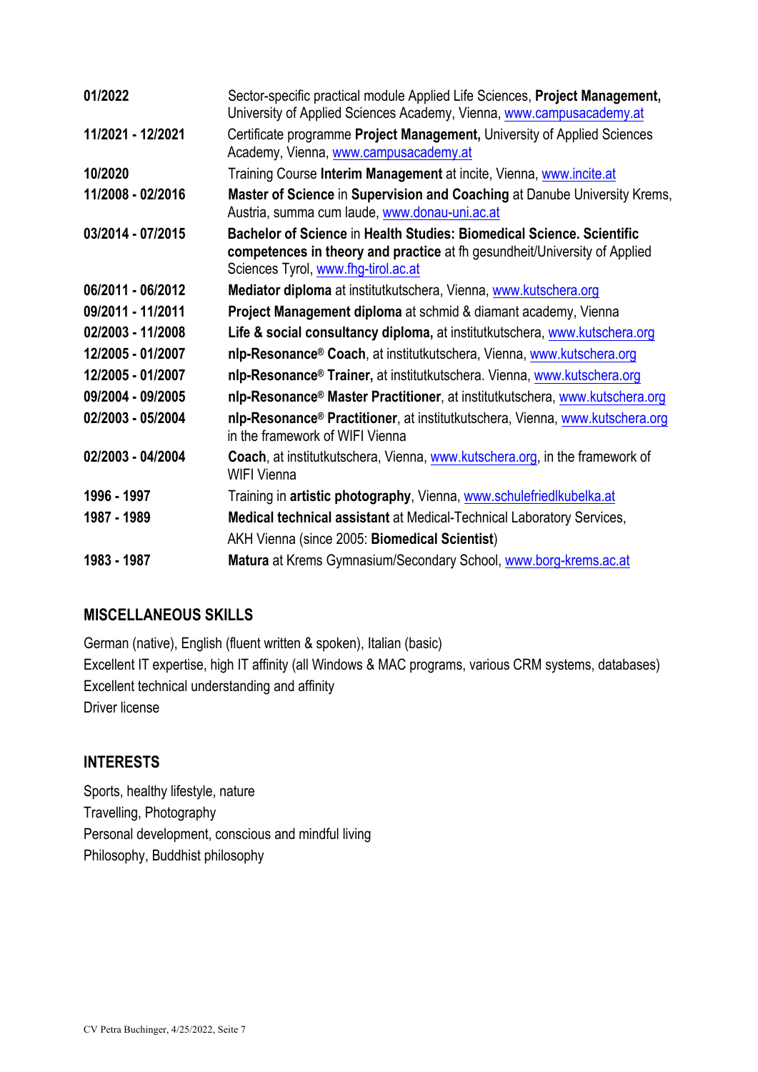| | |
|---|---|
| **01/2022** | Sector-specific practical module Applied Life Sciences, **Project Management,** University of Applied Sciences Academy, Vienna, www.campusacademy.at |
| **11/2021 - 12/2021** | Certificate programme **Project Management,** University of Applied Sciences Academy, Vienna, www.campusacademy.at |
| **10/2020** | Training Course **Interim Management** at incite, Vienna, www.incite.at |
| **11/2008 - 02/2016** | **Master of Science** in **Supervision and Coaching** at Danube University Krems, Austria, summa cum laude, www.donau-uni.ac.at |
| **03/2014 - 07/2015** | **Bachelor of Science** in **Health Studies: Biomedical Science. Scientific competences in theory and practice** at fh gesundheit/University of Applied Sciences Tyrol, www.fhg-tirol.ac.at |
| **06/2011 - 06/2012** | **Mediator diploma** at institutkutschera, Vienna, www.kutschera.org |
| **09/2011 - 11/2011** | **Project Management diploma** at schmid & diamant academy, Vienna |
| **02/2003 - 11/2008** | **Life & social consultancy diploma,** at institutkutschera, www.kutschera.org |
| **12/2005 - 01/2007** | **nlp-Resonance® Coach**, at institutkutschera, Vienna, www.kutschera.org |
| **12/2005 - 01/2007** | **nlp-Resonance® Trainer,** at institutkutschera. Vienna, www.kutschera.org |
| **09/2004 - 09/2005** | **nlp-Resonance® Master Practitioner**, at institutkutschera, www.kutschera.org |
| **02/2003 - 05/2004** | **nlp-Resonance® Practitioner**, at institutkutschera, Vienna, www.kutschera.org in the framework of WIFI Vienna |
| **02/2003 - 04/2004** | **Coach**, at institutkutschera, Vienna, www.kutschera.org, in the framework of WIFI Vienna |
| **1996 - 1997** | Training in **artistic photography**, Vienna, www.schulefriedlkubelka.at |
| **1987 - 1989** | **Medical technical assistant** at Medical-Technical Laboratory Services, AKH Vienna (since 2005: **Biomedical Scientist**) |
| **1983 - 1987** | **Matura** at Krems Gymnasium/Secondary School, www.borg-krems.ac.at |

## MISCELLANEOUS SKILLS

German (native), English (fluent written & spoken), Italian (basic)
Excellent IT expertise, high IT affinity (all Windows & MAC programs, various CRM systems, databases)
Excellent technical understanding and affinity
Driver license

## INTERESTS

Sports, healthy lifestyle, nature
Travelling, Photography
Personal development, conscious and mindful living
Philosophy, Buddhist philosophy